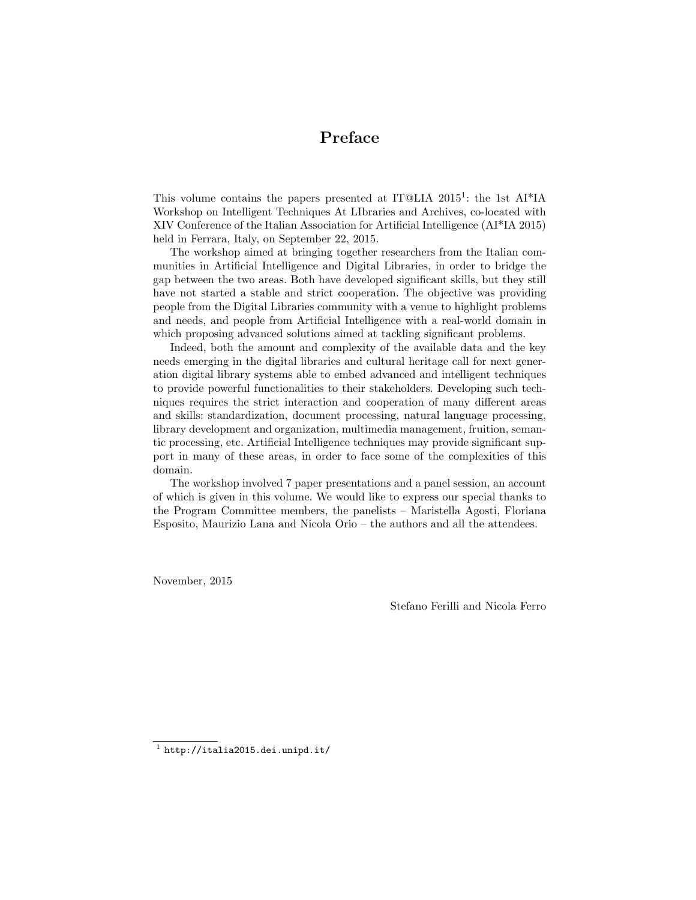# Preface

This volume contains the papers presented at IT@LIA 2015[1]: the 1st AI*IA Workshop on Intelligent Techniques At LIbraries and Archives, co-located with XIV Conference of the Italian Association for Artificial Intelligence (AI*IA 2015) held in Ferrara, Italy, on September 22, 2015.

The workshop aimed at bringing together researchers from the Italian communities in Artificial Intelligence and Digital Libraries, in order to bridge the gap between the two areas. Both have developed significant skills, but they still have not started a stable and strict cooperation. The objective was providing people from the Digital Libraries community with a venue to highlight problems and needs, and people from Artificial Intelligence with a real-world domain in which proposing advanced solutions aimed at tackling significant problems.

Indeed, both the amount and complexity of the available data and the key needs emerging in the digital libraries and cultural heritage call for next generation digital library systems able to embed advanced and intelligent techniques to provide powerful functionalities to their stakeholders. Developing such techniques requires the strict interaction and cooperation of many different areas and skills: standardization, document processing, natural language processing, library development and organization, multimedia management, fruition, semantic processing, etc. Artificial Intelligence techniques may provide significant support in many of these areas, in order to face some of the complexities of this domain.

The workshop involved 7 paper presentations and a panel session, an account of which is given in this volume. We would like to express our special thanks to the Program Committee members, the panelists – Maristella Agosti, Floriana Esposito, Maurizio Lana and Nicola Orio – the authors and all the attendees.

November, 2015

Stefano Ferilli and Nicola Ferro

[1] http://italia2015.dei.unipd.it/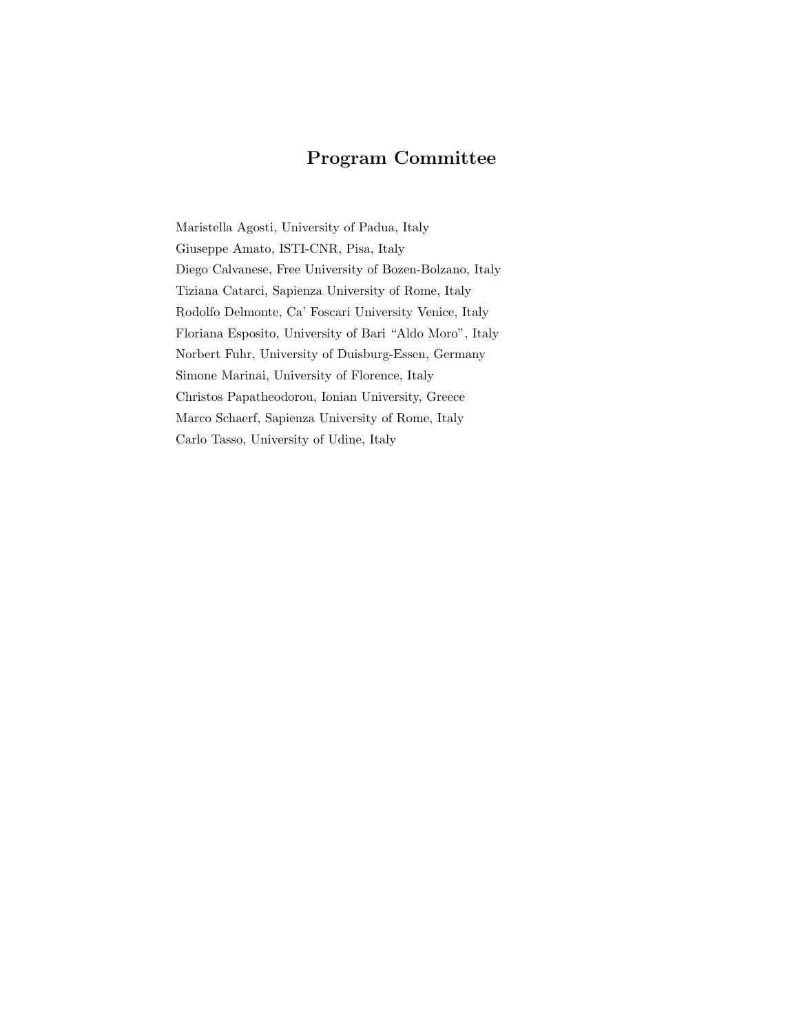# Program Committee

Maristella Agosti, University of Padua, Italy  
Giuseppe Amato, ISTI-CNR, Pisa, Italy  
Diego Calvanese, Free University of Bozen-Bolzano, Italy  
Tiziana Catarci, Sapienza University of Rome, Italy  
Rodolfo Delmonte, Ca' Foscari University Venice, Italy  
Floriana Esposito, University of Bari "Aldo Moro", Italy  
Norbert Fuhr, University of Duisburg-Essen, Germany  
Simone Marinai, University of Florence, Italy  
Christos Papatheodorou, Ionian University, Greece  
Marco Schaerf, Sapienza University of Rome, Italy  
Carlo Tasso, University of Udine, Italy